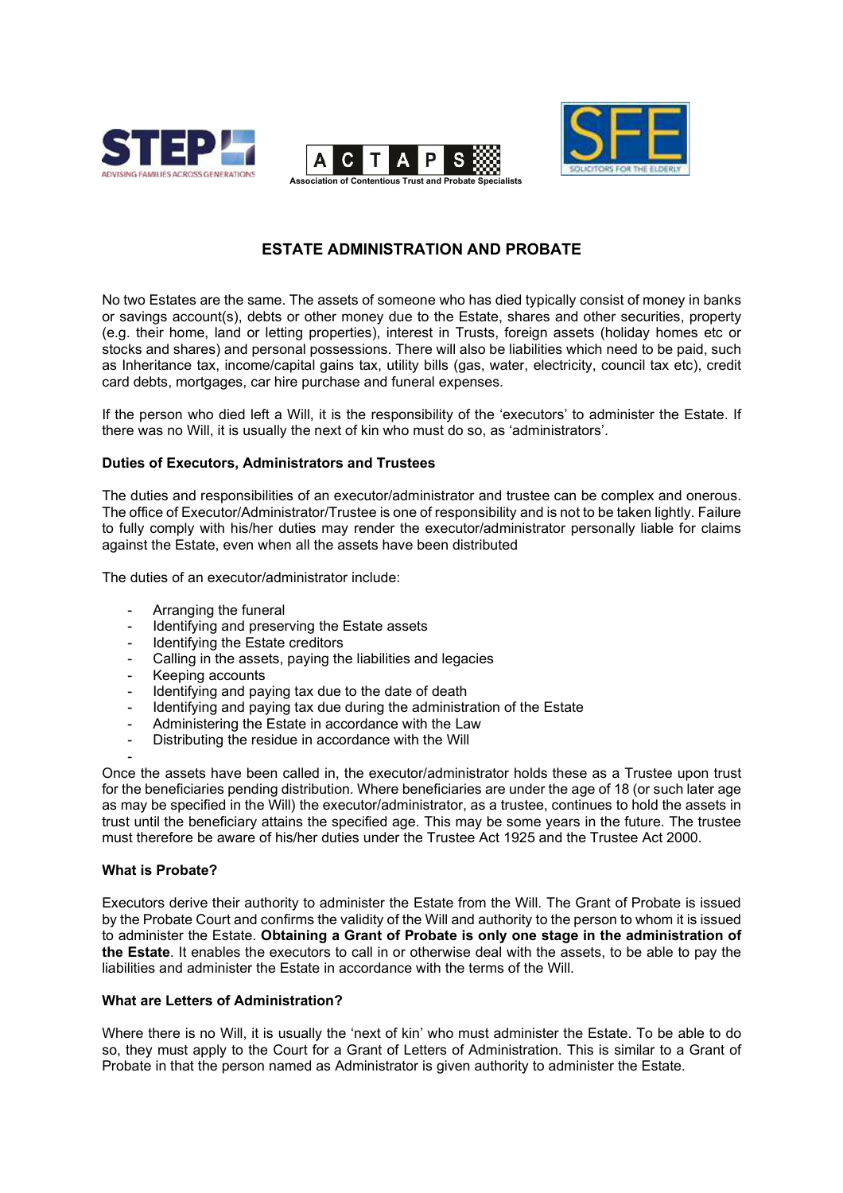STEP ADVISING FAMILIES ACROSS GENERATIONS

ACTAPS Association of Contentious Trust and Probate Specialists

SFE SOLICITORS FOR THE ELDERLY

# ESTATE ADMINISTRATION AND PROBATE

No two Estates are the same. The assets of someone who has died typically consist of money in banks or savings account(s), debts or other money due to the Estate, shares and other securities, property (e.g. their home, land or letting properties), interest in Trusts, foreign assets (holiday homes etc or stocks and shares) and personal possessions. There will also be liabilities which need to be paid, such as Inheritance tax, income/capital gains tax, utility bills (gas, water, electricity, council tax etc), credit card debts, mortgages, car hire purchase and funeral expenses.

If the person who died left a Will, it is the responsibility of the 'executors' to administer the Estate. If there was no Will, it is usually the next of kin who must do so, as 'administrators'.

**Duties of Executors, Administrators and Trustees**

The duties and responsibilities of an executor/administrator and trustee can be complex and onerous. The office of Executor/Administrator/Trustee is one of responsibility and is not to be taken lightly. Failure to fully comply with his/her duties may render the executor/administrator personally liable for claims against the Estate, even when all the assets have been distributed

The duties of an executor/administrator include:

- Arranging the funeral
- Identifying and preserving the Estate assets
- Identifying the Estate creditors
- Calling in the assets, paying the liabilities and legacies
- Keeping accounts
- Identifying and paying tax due to the date of death
- Identifying and paying tax due during the administration of the Estate
- Administering the Estate in accordance with the Law
- Distributing the residue in accordance with the Will

Once the assets have been called in, the executor/administrator holds these as a Trustee upon trust for the beneficiaries pending distribution. Where beneficiaries are under the age of 18 (or such later age as may be specified in the Will) the executor/administrator, as a trustee, continues to hold the assets in trust until the beneficiary attains the specified age. This may be some years in the future. The trustee must therefore be aware of his/her duties under the Trustee Act 1925 and the Trustee Act 2000.

**What is Probate?**

Executors derive their authority to administer the Estate from the Will. The Grant of Probate is issued by the Probate Court and confirms the validity of the Will and authority to the person to whom it is issued to administer the Estate. **Obtaining a Grant of Probate is only one stage in the administration of the Estate**. It enables the executors to call in or otherwise deal with the assets, to be able to pay the liabilities and administer the Estate in accordance with the terms of the Will.

**What are Letters of Administration?**

Where there is no Will, it is usually the 'next of kin' who must administer the Estate. To be able to do so, they must apply to the Court for a Grant of Letters of Administration. This is similar to a Grant of Probate in that the person named as Administrator is given authority to administer the Estate.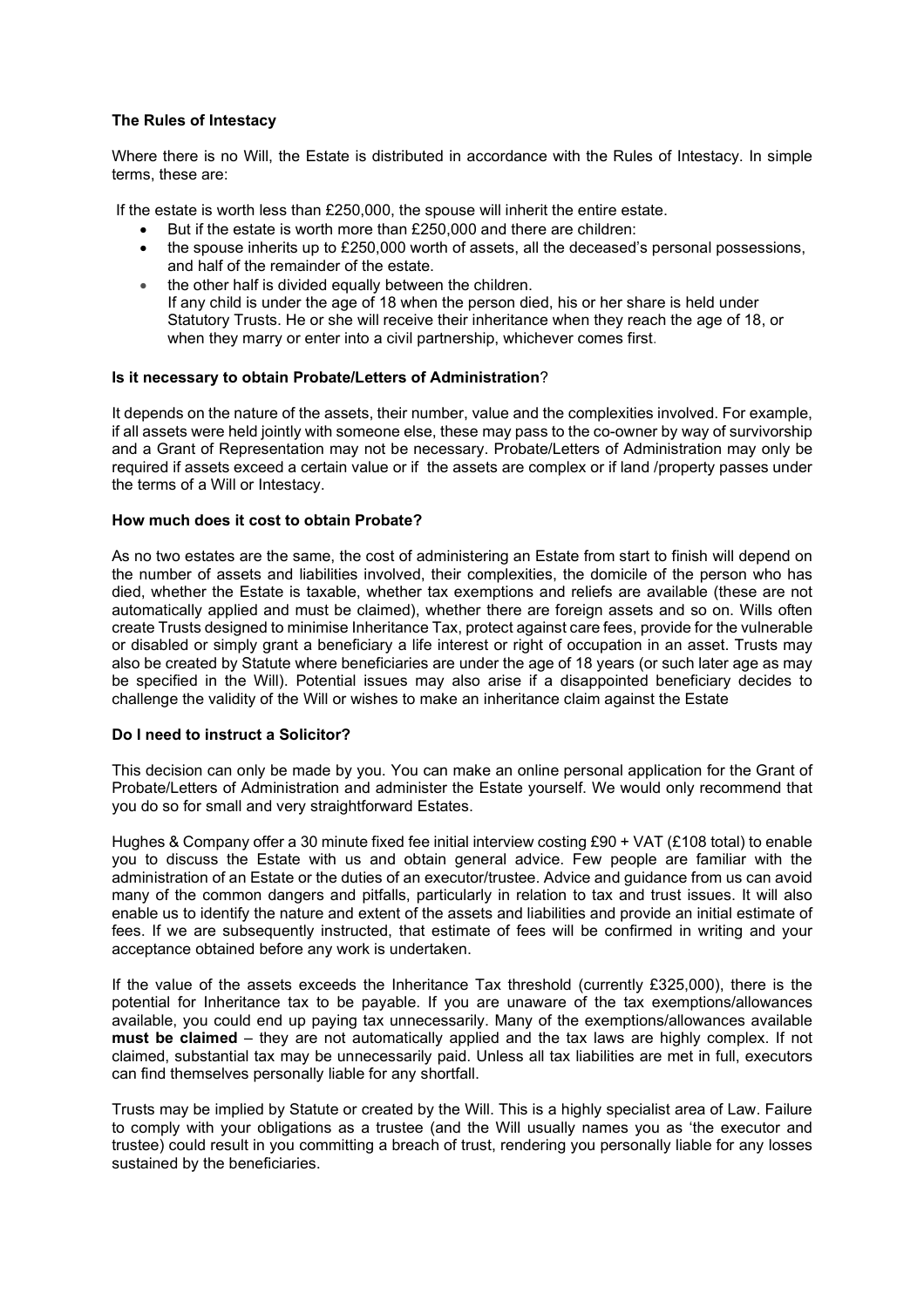### The Rules of Intestacy

Where there is no Will, the Estate is distributed in accordance with the Rules of Intestacy. In simple terms, these are:

If the estate is worth less than £250,000, the spouse will inherit the entire estate.

- But if the estate is worth more than £250,000 and there are children:
- the spouse inherits up to £250,000 worth of assets, all the deceased's personal possessions, and half of the remainder of the estate.
- the other half is divided equally between the children.
  If any child is under the age of 18 when the person died, his or her share is held under Statutory Trusts. He or she will receive their inheritance when they reach the age of 18, or when they marry or enter into a civil partnership, whichever comes first.

### Is it necessary to obtain Probate/Letters of Administration?

It depends on the nature of the assets, their number, value and the complexities involved. For example, if all assets were held jointly with someone else, these may pass to the co-owner by way of survivorship and a Grant of Representation may not be necessary. Probate/Letters of Administration may only be required if assets exceed a certain value or if the assets are complex or if land /property passes under the terms of a Will or Intestacy.

### How much does it cost to obtain Probate?

As no two estates are the same, the cost of administering an Estate from start to finish will depend on the number of assets and liabilities involved, their complexities, the domicile of the person who has died, whether the Estate is taxable, whether tax exemptions and reliefs are available (these are not automatically applied and must be claimed), whether there are foreign assets and so on. Wills often create Trusts designed to minimise Inheritance Tax, protect against care fees, provide for the vulnerable or disabled or simply grant a beneficiary a life interest or right of occupation in an asset. Trusts may also be created by Statute where beneficiaries are under the age of 18 years (or such later age as may be specified in the Will). Potential issues may also arise if a disappointed beneficiary decides to challenge the validity of the Will or wishes to make an inheritance claim against the Estate

### Do I need to instruct a Solicitor?

This decision can only be made by you. You can make an online personal application for the Grant of Probate/Letters of Administration and administer the Estate yourself. We would only recommend that you do so for small and very straightforward Estates.

Hughes & Company offer a 30 minute fixed fee initial interview costing £90 + VAT (£108 total) to enable you to discuss the Estate with us and obtain general advice. Few people are familiar with the administration of an Estate or the duties of an executor/trustee. Advice and guidance from us can avoid many of the common dangers and pitfalls, particularly in relation to tax and trust issues. It will also enable us to identify the nature and extent of the assets and liabilities and provide an initial estimate of fees. If we are subsequently instructed, that estimate of fees will be confirmed in writing and your acceptance obtained before any work is undertaken.

If the value of the assets exceeds the Inheritance Tax threshold (currently £325,000), there is the potential for Inheritance tax to be payable. If you are unaware of the tax exemptions/allowances available, you could end up paying tax unnecessarily. Many of the exemptions/allowances available **must be claimed** – they are not automatically applied and the tax laws are highly complex. If not claimed, substantial tax may be unnecessarily paid. Unless all tax liabilities are met in full, executors can find themselves personally liable for any shortfall.

Trusts may be implied by Statute or created by the Will. This is a highly specialist area of Law. Failure to comply with your obligations as a trustee (and the Will usually names you as 'the executor and trustee) could result in you committing a breach of trust, rendering you personally liable for any losses sustained by the beneficiaries.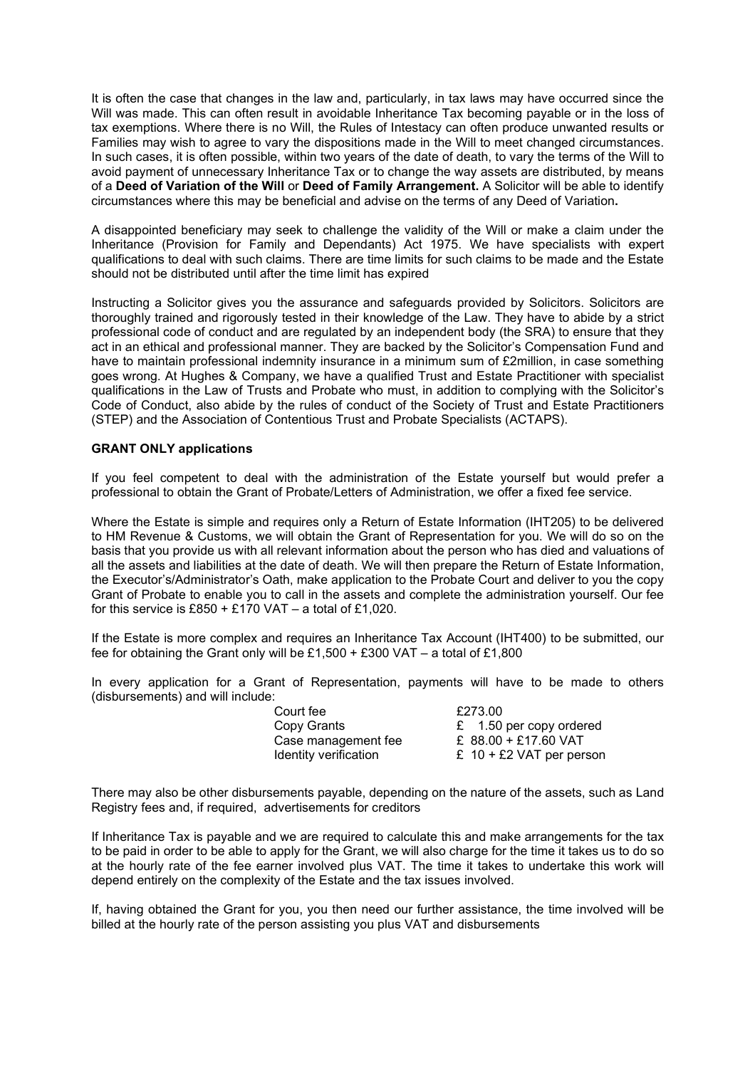It is often the case that changes in the law and, particularly, in tax laws may have occurred since the Will was made. This can often result in avoidable Inheritance Tax becoming payable or in the loss of tax exemptions. Where there is no Will, the Rules of Intestacy can often produce unwanted results or Families may wish to agree to vary the dispositions made in the Will to meet changed circumstances. In such cases, it is often possible, within two years of the date of death, to vary the terms of the Will to avoid payment of unnecessary Inheritance Tax or to change the way assets are distributed, by means of a **Deed of Variation of the Will** or **Deed of Family Arrangement.** A Solicitor will be able to identify circumstances where this may be beneficial and advise on the terms of any Deed of Variation**.**

A disappointed beneficiary may seek to challenge the validity of the Will or make a claim under the Inheritance (Provision for Family and Dependants) Act 1975. We have specialists with expert qualifications to deal with such claims. There are time limits for such claims to be made and the Estate should not be distributed until after the time limit has expired

Instructing a Solicitor gives you the assurance and safeguards provided by Solicitors. Solicitors are thoroughly trained and rigorously tested in their knowledge of the Law. They have to abide by a strict professional code of conduct and are regulated by an independent body (the SRA) to ensure that they act in an ethical and professional manner. They are backed by the Solicitor's Compensation Fund and have to maintain professional indemnity insurance in a minimum sum of £2million, in case something goes wrong. At Hughes & Company, we have a qualified Trust and Estate Practitioner with specialist qualifications in the Law of Trusts and Probate who must, in addition to complying with the Solicitor's Code of Conduct, also abide by the rules of conduct of the Society of Trust and Estate Practitioners (STEP) and the Association of Contentious Trust and Probate Specialists (ACTAPS).

**GRANT ONLY applications**

If you feel competent to deal with the administration of the Estate yourself but would prefer a professional to obtain the Grant of Probate/Letters of Administration, we offer a fixed fee service.

Where the Estate is simple and requires only a Return of Estate Information (IHT205) to be delivered to HM Revenue & Customs, we will obtain the Grant of Representation for you. We will do so on the basis that you provide us with all relevant information about the person who has died and valuations of all the assets and liabilities at the date of death. We will then prepare the Return of Estate Information, the Executor's/Administrator's Oath, make application to the Probate Court and deliver to you the copy Grant of Probate to enable you to call in the assets and complete the administration yourself. Our fee for this service is £850 + £170 VAT – a total of £1,020.

If the Estate is more complex and requires an Inheritance Tax Account (IHT400) to be submitted, our fee for obtaining the Grant only will be £1,500 + £300 VAT – a total of £1,800

In every application for a Grant of Representation, payments will have to be made to others (disbursements) and will include:

| | |
|---|---|
| Court fee | £273.00 |
| Copy Grants | £ 1.50 per copy ordered |
| Case management fee | £ 88.00 + £17.60 VAT |
| Identity verification | £ 10 + £2 VAT per person |

There may also be other disbursements payable, depending on the nature of the assets, such as Land Registry fees and, if required, advertisements for creditors

If Inheritance Tax is payable and we are required to calculate this and make arrangements for the tax to be paid in order to be able to apply for the Grant, we will also charge for the time it takes us to do so at the hourly rate of the fee earner involved plus VAT. The time it takes to undertake this work will depend entirely on the complexity of the Estate and the tax issues involved.

If, having obtained the Grant for you, you then need our further assistance, the time involved will be billed at the hourly rate of the person assisting you plus VAT and disbursements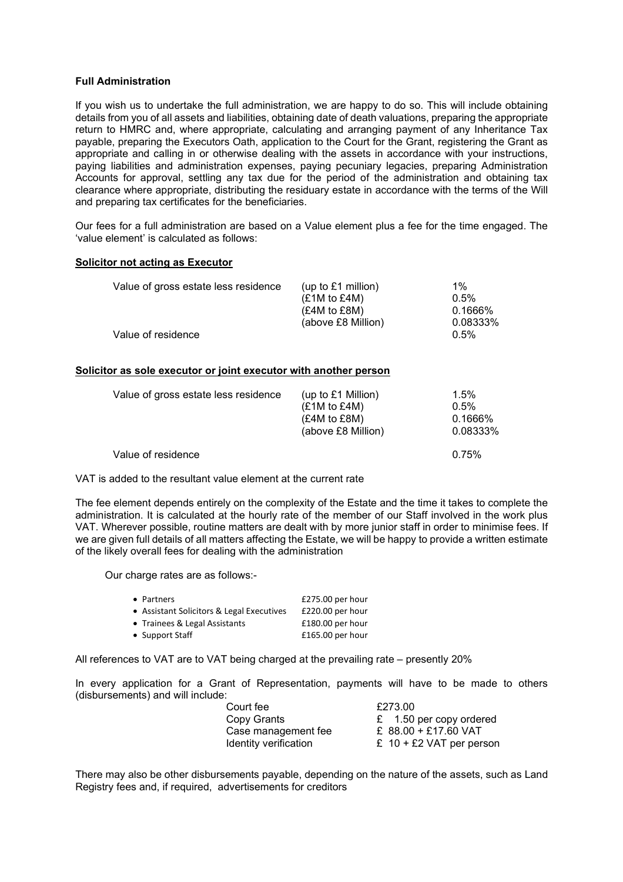**Full Administration**

If you wish us to undertake the full administration, we are happy to do so. This will include obtaining details from you of all assets and liabilities, obtaining date of death valuations, preparing the appropriate return to HMRC and, where appropriate, calculating and arranging payment of any Inheritance Tax payable, preparing the Executors Oath, application to the Court for the Grant, registering the Grant as appropriate and calling in or otherwise dealing with the assets in accordance with your instructions, paying liabilities and administration expenses, paying pecuniary legacies, preparing Administration Accounts for approval, settling any tax due for the period of the administration and obtaining tax clearance where appropriate, distributing the residuary estate in accordance with the terms of the Will and preparing tax certificates for the beneficiaries.

Our fees for a full administration are based on a Value element plus a fee for the time engaged. The 'value element' is calculated as follows:

**Solicitor not acting as Executor**

| | | |
|---|---|---|
| Value of gross estate less residence | (up to £1 million) | 1% |
| | (£1M to £4M) | 0.5% |
| | (£4M to £8M) | 0.1666% |
| | (above £8 Million) | 0.08333% |
| Value of residence | | 0.5% |

**Solicitor as sole executor or joint executor with another person**

| | | |
|---|---|---|
| Value of gross estate less residence | (up to £1 Million) | 1.5% |
| | (£1M to £4M) | 0.5% |
| | (£4M to £8M) | 0.1666% |
| | (above £8 Million) | 0.08333% |
| Value of residence | | 0.75% |

VAT is added to the resultant value element at the current rate

The fee element depends entirely on the complexity of the Estate and the time it takes to complete the administration. It is calculated at the hourly rate of the member of our Staff involved in the work plus VAT. Wherever possible, routine matters are dealt with by more junior staff in order to minimise fees. If we are given full details of all matters affecting the Estate, we will be happy to provide a written estimate of the likely overall fees for dealing with the administration

Our charge rates are as follows:-

- Partners — £275.00 per hour
- Assistant Solicitors & Legal Executives — £220.00 per hour
- Trainees & Legal Assistants — £180.00 per hour
- Support Staff — £165.00 per hour

All references to VAT are to VAT being charged at the prevailing rate – presently 20%

In every application for a Grant of Representation, payments will have to be made to others (disbursements) and will include:

| | |
|---|---|
| Court fee | £273.00 |
| Copy Grants | £ 1.50 per copy ordered |
| Case management fee | £ 88.00 + £17.60 VAT |
| Identity verification | £ 10 + £2 VAT per person |

There may also be other disbursements payable, depending on the nature of the assets, such as Land Registry fees and, if required, advertisements for creditors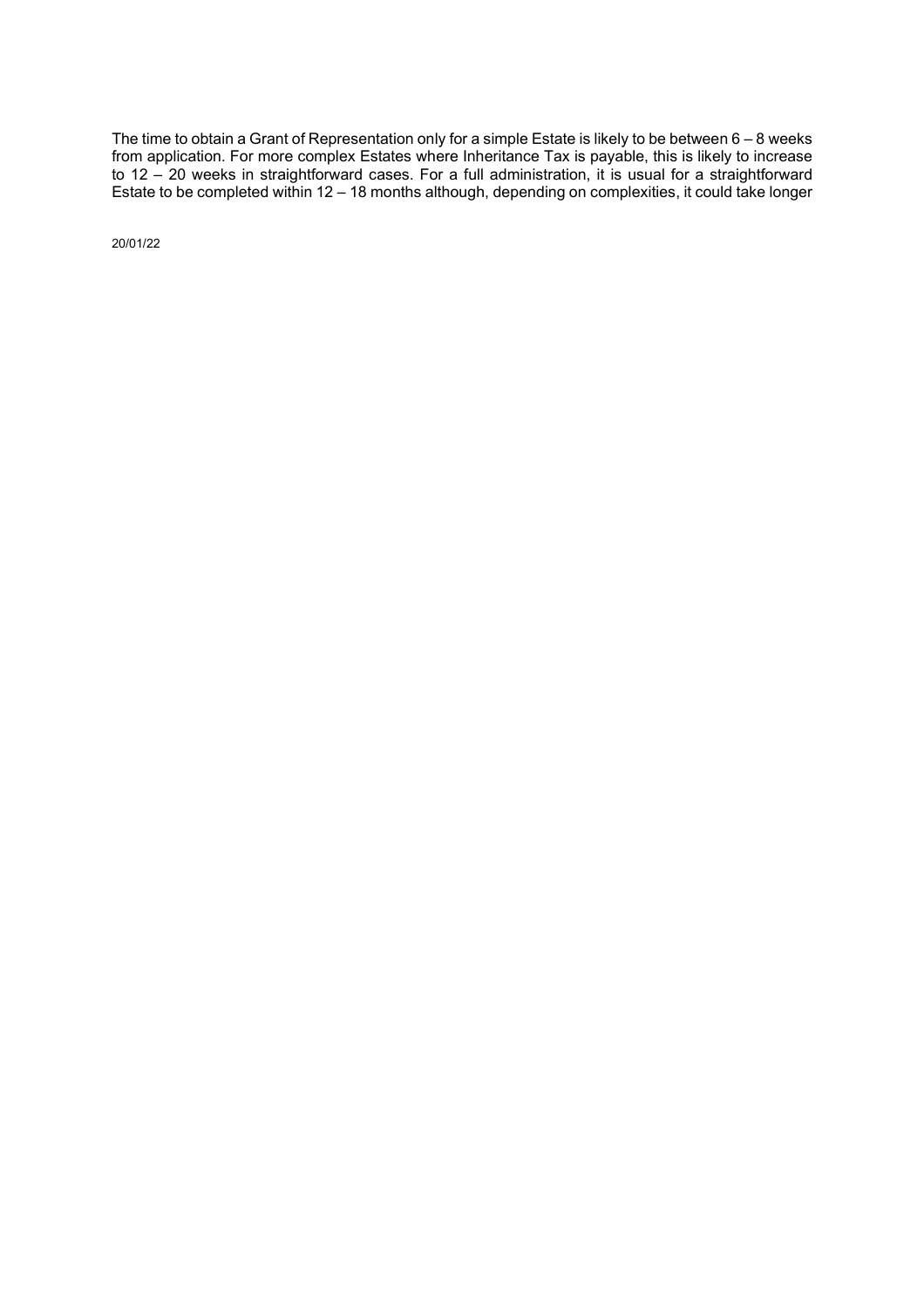The time to obtain a Grant of Representation only for a simple Estate is likely to be between 6 – 8 weeks from application. For more complex Estates where Inheritance Tax is payable, this is likely to increase to 12 – 20 weeks in straightforward cases. For a full administration, it is usual for a straightforward Estate to be completed within 12 – 18 months although, depending on complexities, it could take longer

20/01/22